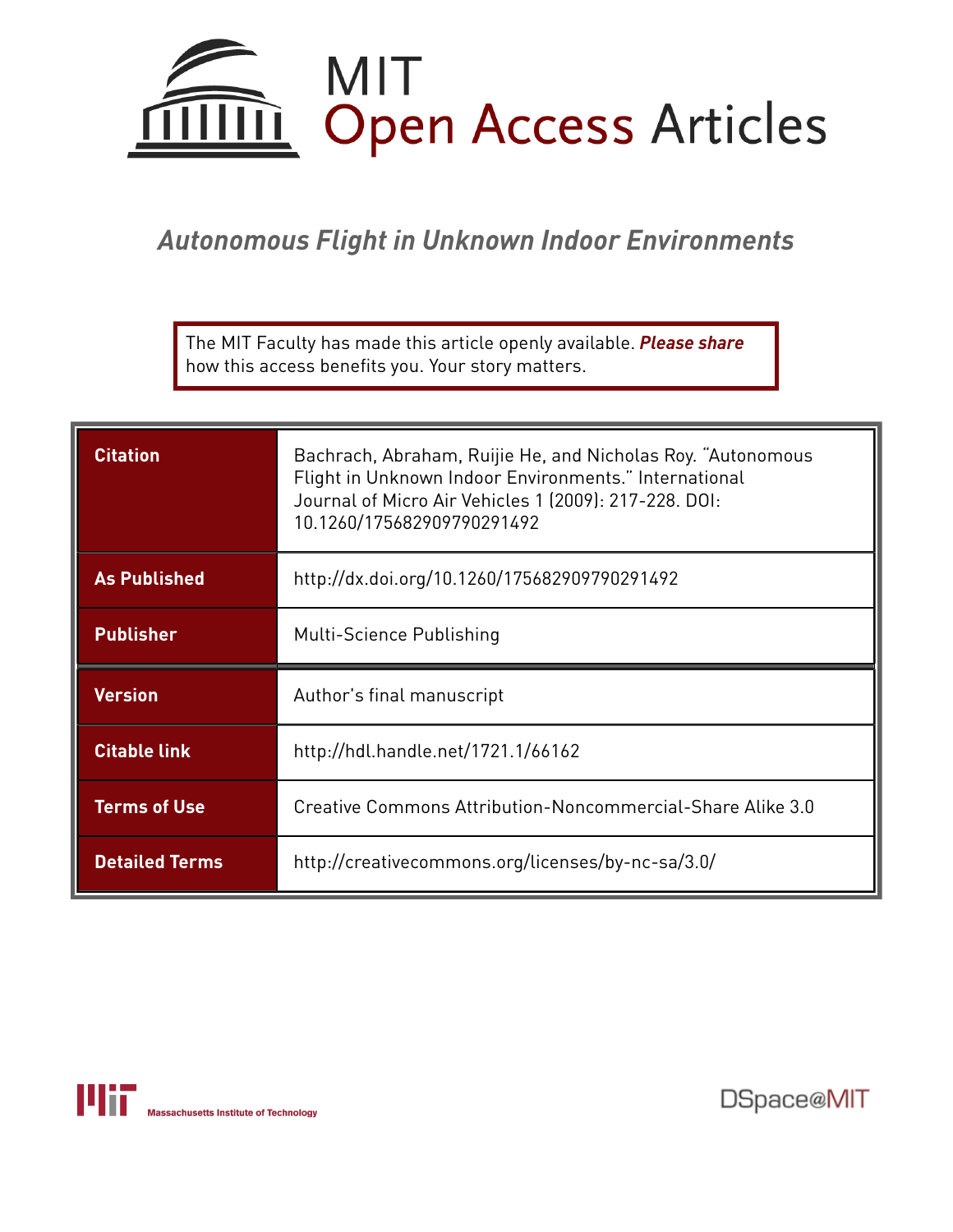# MIT Open Access Articles

## *Autonomous Flight in Unknown Indoor Environments*

The MIT Faculty has made this article openly available. ***Please share*** how this access benefits you. Your story matters.

| | |
|---|---|
| **Citation** | Bachrach, Abraham, Ruijie He, and Nicholas Roy. "Autonomous Flight in Unknown Indoor Environments." International Journal of Micro Air Vehicles 1 (2009): 217-228. DOI: 10.1260/175682909790291492 |
| **As Published** | http://dx.doi.org/10.1260/175682909790291492 |
| **Publisher** | Multi-Science Publishing |
| **Version** | Author's final manuscript |
| **Citable link** | http://hdl.handle.net/1721.1/66162 |
| **Terms of Use** | Creative Commons Attribution-Noncommercial-Share Alike 3.0 |
| **Detailed Terms** | http://creativecommons.org/licenses/by-nc-sa/3.0/ |

Massachusetts Institute of Technology

DSpace@MIT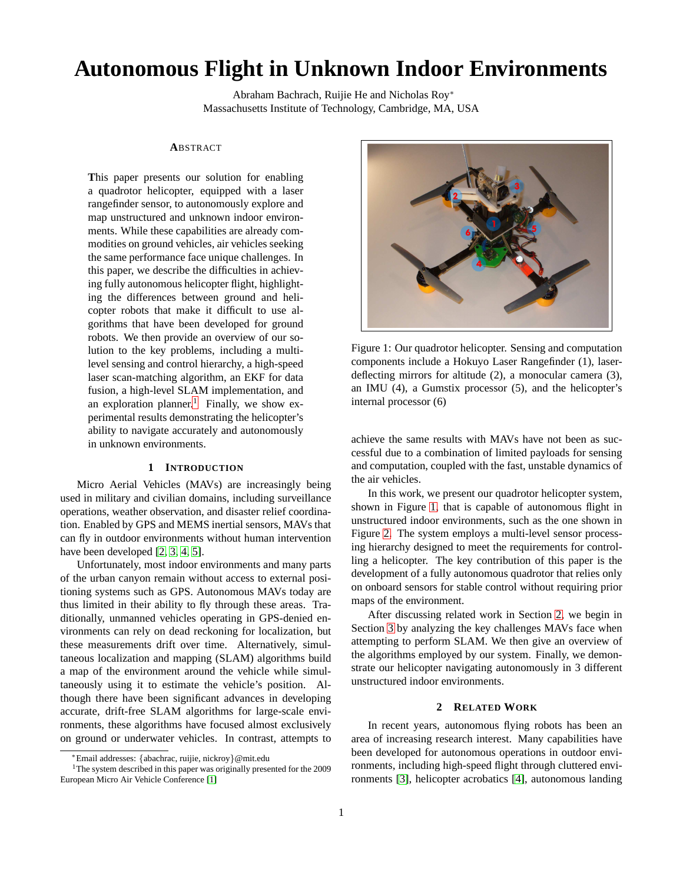# Autonomous Flight in Unknown Indoor Environments

Abraham Bachrach, Ruijie He and Nicholas Roy*
Massachusetts Institute of Technology, Cambridge, MA, USA

### Abstract

**T**his paper presents our solution for enabling a quadrotor helicopter, equipped with a laser rangefinder sensor, to autonomously explore and map unstructured and unknown indoor environments. While these capabilities are already commodities on ground vehicles, air vehicles seeking the same performance face unique challenges. In this paper, we describe the difficulties in achieving fully autonomous helicopter flight, highlighting the differences between ground and helicopter robots that make it difficult to use algorithms that have been developed for ground robots. We then provide an overview of our solution to the key problems, including a multilevel sensing and control hierarchy, a high-speed laser scan-matching algorithm, an EKF for data fusion, a high-level SLAM implementation, and an exploration planner.[1] Finally, we show experimental results demonstrating the helicopter's ability to navigate accurately and autonomously in unknown environments.

## 1 Introduction

Micro Aerial Vehicles (MAVs) are increasingly being used in military and civilian domains, including surveillance operations, weather observation, and disaster relief coordination. Enabled by GPS and MEMS inertial sensors, MAVs that can fly in outdoor environments without human intervention have been developed [2, 3, 4, 5].

Unfortunately, most indoor environments and many parts of the urban canyon remain without access to external positioning systems such as GPS. Autonomous MAVs today are thus limited in their ability to fly through these areas. Traditionally, unmanned vehicles operating in GPS-denied environments can rely on dead reckoning for localization, but these measurements drift over time. Alternatively, simultaneous localization and mapping (SLAM) algorithms build a map of the environment around the vehicle while simultaneously using it to estimate the vehicle's position. Although there have been significant advances in developing accurate, drift-free SLAM algorithms for large-scale environments, these algorithms have focused almost exclusively on ground or underwater vehicles. In contrast, attempts to achieve the same results with MAVs have not been as successful due to a combination of limited payloads for sensing and computation, coupled with the fast, unstable dynamics of the air vehicles.

Figure 1: Our quadrotor helicopter. Sensing and computation components include a Hokuyo Laser Rangefinder (1), laser-deflecting mirrors for altitude (2), a monocular camera (3), an IMU (4), a Gumstix processor (5), and the helicopter's internal processor (6)

In this work, we present our quadrotor helicopter system, shown in Figure 1, that is capable of autonomous flight in unstructured indoor environments, such as the one shown in Figure 2. The system employs a multi-level sensor processing hierarchy designed to meet the requirements for controlling a helicopter. The key contribution of this paper is the development of a fully autonomous quadrotor that relies only on onboard sensors for stable control without requiring prior maps of the environment.

After discussing related work in Section 2, we begin in Section 3 by analyzing the key challenges MAVs face when attempting to perform SLAM. We then give an overview of the algorithms employed by our system. Finally, we demonstrate our helicopter navigating autonomously in 3 different unstructured indoor environments.

## 2 Related Work

In recent years, autonomous flying robots has been an area of increasing research interest. Many capabilities have been developed for autonomous operations in outdoor environments, including high-speed flight through cluttered environments [3], helicopter acrobatics [4], autonomous landing

---

*Email addresses: {abachrac, ruijie, nickroy}@mit.edu

[1]The system described in this paper was originally presented for the 2009 European Micro Air Vehicle Conference [1]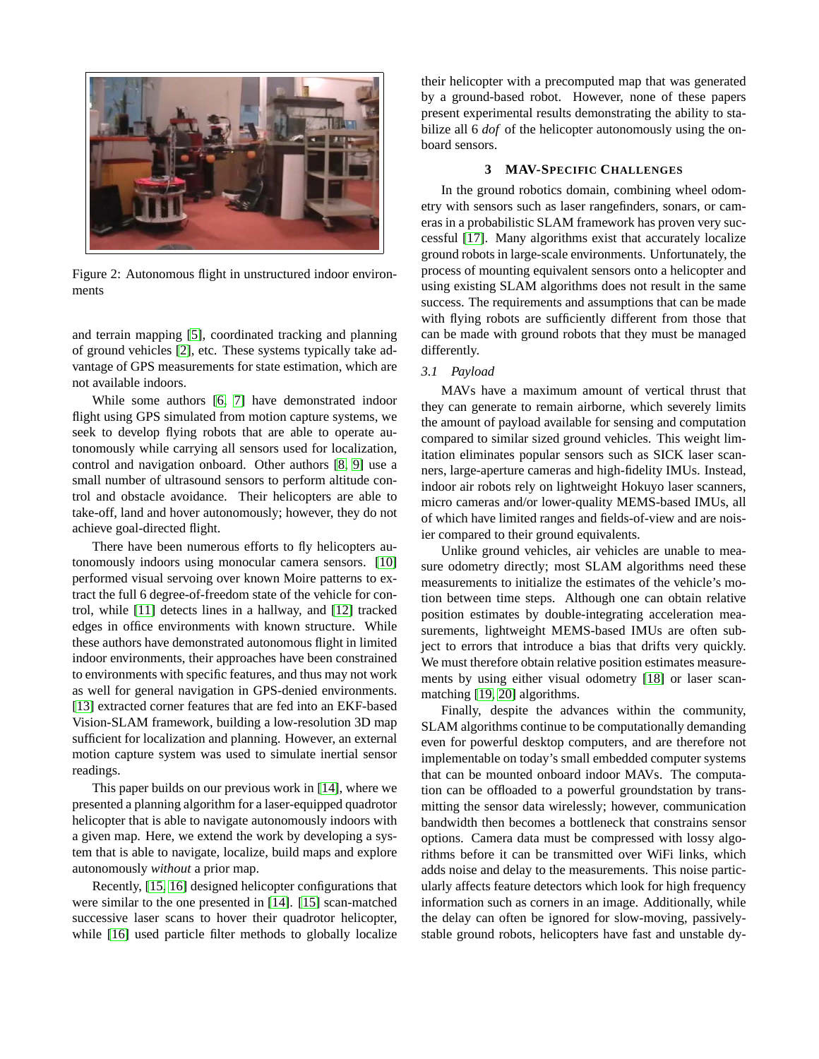Figure 2: Autonomous flight in unstructured indoor environments

and terrain mapping [5], coordinated tracking and planning of ground vehicles [2], etc. These systems typically take advantage of GPS measurements for state estimation, which are not available indoors.

While some authors [6, 7] have demonstrated indoor flight using GPS simulated from motion capture systems, we seek to develop flying robots that are able to operate autonomously while carrying all sensors used for localization, control and navigation onboard. Other authors [8, 9] use a small number of ultrasound sensors to perform altitude control and obstacle avoidance. Their helicopters are able to take-off, land and hover autonomously; however, they do not achieve goal-directed flight.

There have been numerous efforts to fly helicopters autonomously indoors using monocular camera sensors. [10] performed visual servoing over known Moire patterns to extract the full 6 degree-of-freedom state of the vehicle for control, while [11] detects lines in a hallway, and [12] tracked edges in office environments with known structure. While these authors have demonstrated autonomous flight in limited indoor environments, their approaches have been constrained to environments with specific features, and thus may not work as well for general navigation in GPS-denied environments. [13] extracted corner features that are fed into an EKF-based Vision-SLAM framework, building a low-resolution 3D map sufficient for localization and planning. However, an external motion capture system was used to simulate inertial sensor readings.

This paper builds on our previous work in [14], where we presented a planning algorithm for a laser-equipped quadrotor helicopter that is able to navigate autonomously indoors with a given map. Here, we extend the work by developing a system that is able to navigate, localize, build maps and explore autonomously *without* a prior map.

Recently, [15, 16] designed helicopter configurations that were similar to the one presented in [14]. [15] scan-matched successive laser scans to hover their quadrotor helicopter, while [16] used particle filter methods to globally localize their helicopter with a precomputed map that was generated by a ground-based robot. However, none of these papers present experimental results demonstrating the ability to stabilize all 6 *dof* of the helicopter autonomously using the onboard sensors.

## 3 MAV-Specific Challenges

In the ground robotics domain, combining wheel odometry with sensors such as laser rangefinders, sonars, or cameras in a probabilistic SLAM framework has proven very successful [17]. Many algorithms exist that accurately localize ground robots in large-scale environments. Unfortunately, the process of mounting equivalent sensors onto a helicopter and using existing SLAM algorithms does not result in the same success. The requirements and assumptions that can be made with flying robots are sufficiently different from those that can be made with ground robots that they must be managed differently.

### *3.1 Payload*

MAVs have a maximum amount of vertical thrust that they can generate to remain airborne, which severely limits the amount of payload available for sensing and computation compared to similar sized ground vehicles. This weight limitation eliminates popular sensors such as SICK laser scanners, large-aperture cameras and high-fidelity IMUs. Instead, indoor air robots rely on lightweight Hokuyo laser scanners, micro cameras and/or lower-quality MEMS-based IMUs, all of which have limited ranges and fields-of-view and are noisier compared to their ground equivalents.

Unlike ground vehicles, air vehicles are unable to measure odometry directly; most SLAM algorithms need these measurements to initialize the estimates of the vehicle's motion between time steps. Although one can obtain relative position estimates by double-integrating acceleration measurements, lightweight MEMS-based IMUs are often subject to errors that introduce a bias that drifts very quickly. We must therefore obtain relative position estimates measurements by using either visual odometry [18] or laser scan-matching [19, 20] algorithms.

Finally, despite the advances within the community, SLAM algorithms continue to be computationally demanding even for powerful desktop computers, and are therefore not implementable on today's small embedded computer systems that can be mounted onboard indoor MAVs. The computation can be offloaded to a powerful groundstation by transmitting the sensor data wirelessly; however, communication bandwidth then becomes a bottleneck that constrains sensor options. Camera data must be compressed with lossy algorithms before it can be transmitted over WiFi links, which adds noise and delay to the measurements. This noise particularly affects feature detectors which look for high frequency information such as corners in an image. Additionally, while the delay can often be ignored for slow-moving, passively-stable ground robots, helicopters have fast and unstable dy-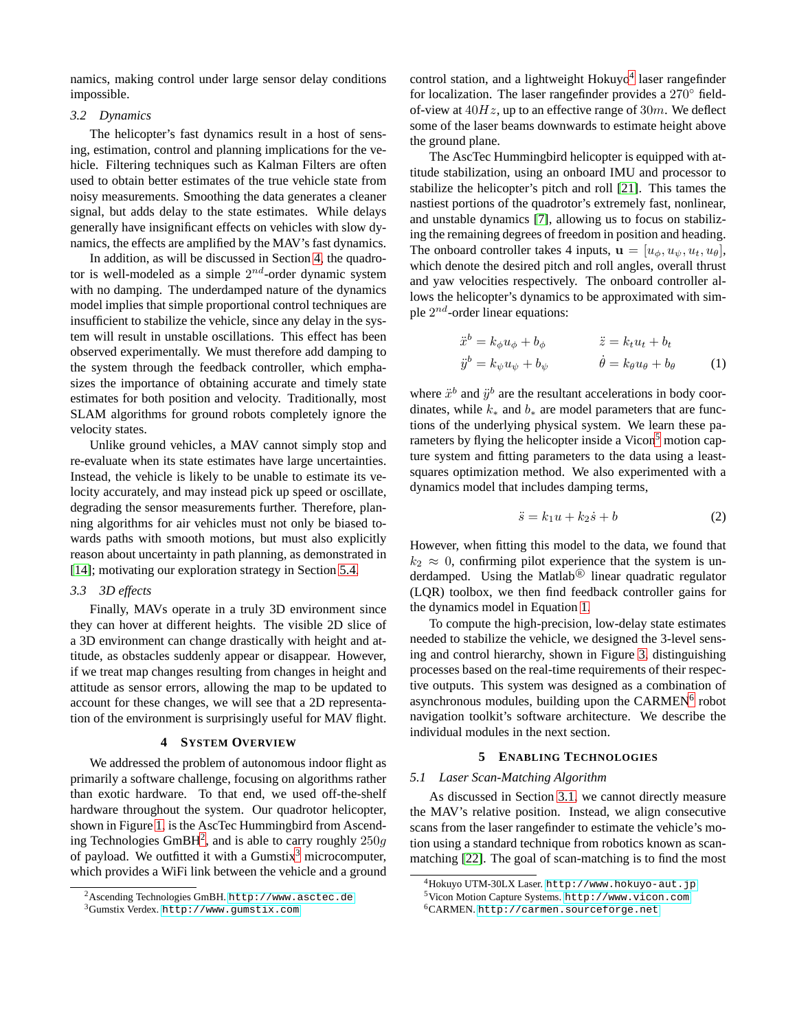namics, making control under large sensor delay conditions impossible.

### 3.2 Dynamics

The helicopter's fast dynamics result in a host of sensing, estimation, control and planning implications for the vehicle. Filtering techniques such as Kalman Filters are often used to obtain better estimates of the true vehicle state from noisy measurements. Smoothing the data generates a cleaner signal, but adds delay to the state estimates. While delays generally have insignificant effects on vehicles with slow dynamics, the effects are amplified by the MAV's fast dynamics.

In addition, as will be discussed in Section 4, the quadrotor is well-modeled as a simple $2^{nd}$-order dynamic system with no damping. The underdamped nature of the dynamics model implies that simple proportional control techniques are insufficient to stabilize the vehicle, since any delay in the system will result in unstable oscillations. This effect has been observed experimentally. We must therefore add damping to the system through the feedback controller, which emphasizes the importance of obtaining accurate and timely state estimates for both position and velocity. Traditionally, most SLAM algorithms for ground robots completely ignore the velocity states.

Unlike ground vehicles, a MAV cannot simply stop and re-evaluate when its state estimates have large uncertainties. Instead, the vehicle is likely to be unable to estimate its velocity accurately, and may instead pick up speed or oscillate, degrading the sensor measurements further. Therefore, planning algorithms for air vehicles must not only be biased towards paths with smooth motions, but must also explicitly reason about uncertainty in path planning, as demonstrated in [14]; motivating our exploration strategy in Section 5.4.

### 3.3 3D effects

Finally, MAVs operate in a truly 3D environment since they can hover at different heights. The visible 2D slice of a 3D environment can change drastically with height and attitude, as obstacles suddenly appear or disappear. However, if we treat map changes resulting from changes in height and attitude as sensor errors, allowing the map to be updated to account for these changes, we will see that a 2D representation of the environment is surprisingly useful for MAV flight.

## 4 System Overview

We addressed the problem of autonomous indoor flight as primarily a software challenge, focusing on algorithms rather than exotic hardware. To that end, we used off-the-shelf hardware throughout the system. Our quadrotor helicopter, shown in Figure 1, is the AscTec Hummingbird from Ascending Technologies GmBH[2], and is able to carry roughly $250g$ of payload. We outfitted it with a Gumstix[3] microcomputer, which provides a WiFi link between the vehicle and a ground control station, and a lightweight Hokuyo[4] laser rangefinder for localization. The laser rangefinder provides a $270°$ field-of-view at $40Hz$, up to an effective range of $30m$. We deflect some of the laser beams downwards to estimate height above the ground plane.

The AscTec Hummingbird helicopter is equipped with attitude stabilization, using an onboard IMU and processor to stabilize the helicopter's pitch and roll [21]. This tames the nastiest portions of the quadrotor's extremely fast, nonlinear, and unstable dynamics [7], allowing us to focus on stabilizing the remaining degrees of freedom in position and heading. The onboard controller takes 4 inputs, $\mathbf{u} = [u_\phi, u_\psi, u_t, u_\theta]$, which denote the desired pitch and roll angles, overall thrust and yaw velocities respectively. The onboard controller allows the helicopter's dynamics to be approximated with simple $2^{nd}$-order linear equations:

$$
\begin{aligned}
\ddot{x}^b &= k_\phi u_\phi + b_\phi & \qquad \ddot{z} &= k_t u_t + b_t \\
\ddot{y}^b &= k_\psi u_\psi + b_\psi & \qquad \dot{\theta} &= k_\theta u_\theta + b_\theta
\end{aligned}
\tag{1}
$$

where $\ddot{x}^b$ and $\ddot{y}^b$ are the resultant accelerations in body coordinates, while $k_*$ and $b_*$ are model parameters that are functions of the underlying physical system. We learn these parameters by flying the helicopter inside a Vicon[5] motion capture system and fitting parameters to the data using a least-squares optimization method. We also experimented with a dynamics model that includes damping terms,

$$
\ddot{s} = k_1 u + k_2 \dot{s} + b \tag{2}
$$

However, when fitting this model to the data, we found that $k_2 \approx 0$, confirming pilot experience that the system is underdamped. Using the Matlab® linear quadratic regulator (LQR) toolbox, we then find feedback controller gains for the dynamics model in Equation 1.

To compute the high-precision, low-delay state estimates needed to stabilize the vehicle, we designed the 3-level sensing and control hierarchy, shown in Figure 3, distinguishing processes based on the real-time requirements of their respective outputs. This system was designed as a combination of asynchronous modules, building upon the CARMEN[6] robot navigation toolkit's software architecture. We describe the individual modules in the next section.

## 5 Enabling Technologies

### 5.1 Laser Scan-Matching Algorithm

As discussed in Section 3.1, we cannot directly measure the MAV's relative position. Instead, we align consecutive scans from the laser rangefinder to estimate the vehicle's motion using a standard technique from robotics known as scan-matching [22]. The goal of scan-matching is to find the most

---

[2] Ascending Technologies GmBH. http://www.asctec.de

[3] Gumstix Verdex. http://www.gumstix.com

[4] Hokuyo UTM-30LX Laser. http://www.hokuyo-aut.jp

[5] Vicon Motion Capture Systems. http://www.vicon.com

[6] CARMEN. http://carmen.sourceforge.net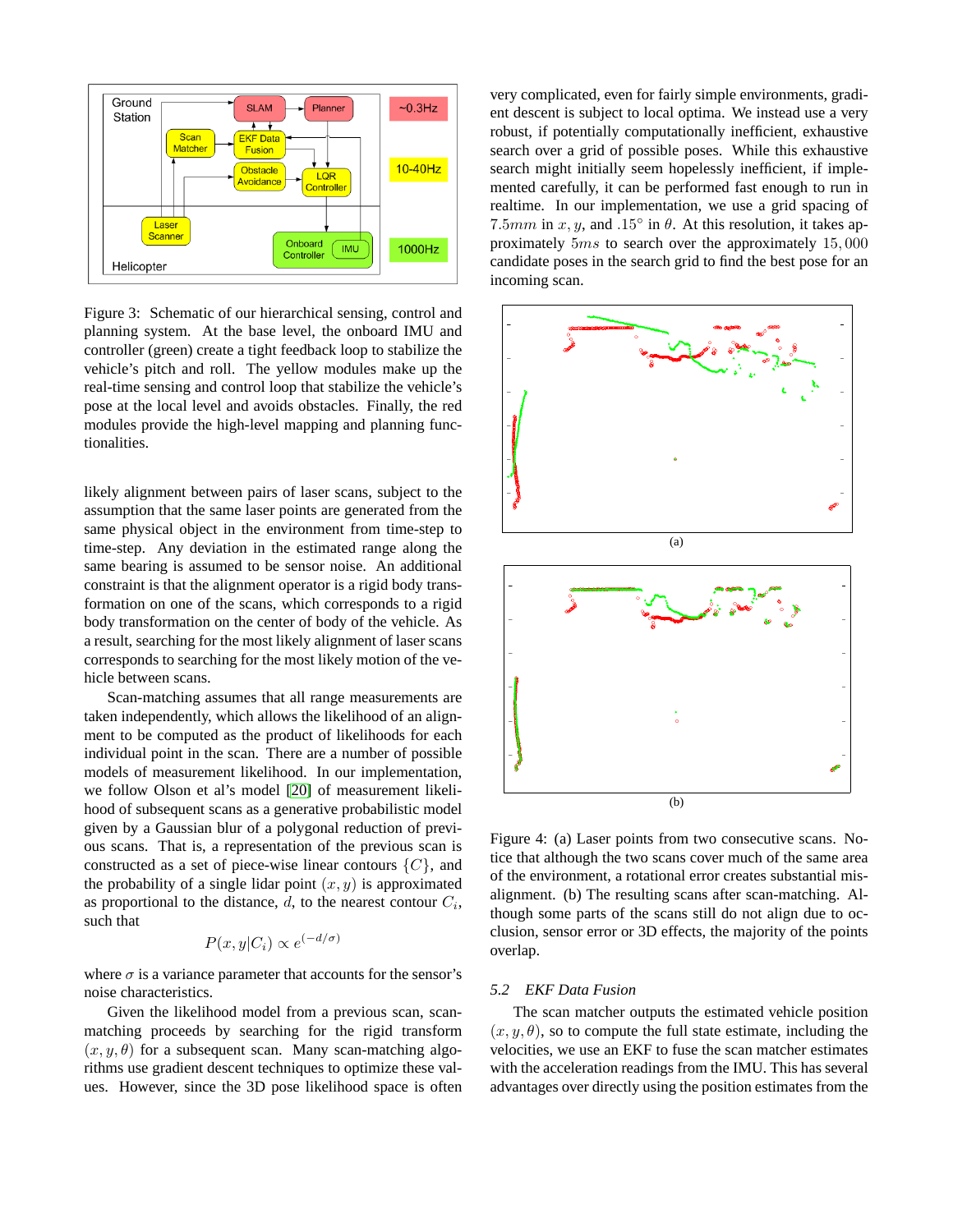Figure 3: Schematic of our hierarchical sensing, control and planning system. At the base level, the onboard IMU and controller (green) create a tight feedback loop to stabilize the vehicle's pitch and roll. The yellow modules make up the real-time sensing and control loop that stabilize the vehicle's pose at the local level and avoids obstacles. Finally, the red modules provide the high-level mapping and planning functionalities.

likely alignment between pairs of laser scans, subject to the assumption that the same laser points are generated from the same physical object in the environment from time-step to time-step. Any deviation in the estimated range along the same bearing is assumed to be sensor noise. An additional constraint is that the alignment operator is a rigid body transformation on one of the scans, which corresponds to a rigid body transformation on the center of body of the vehicle. As a result, searching for the most likely alignment of laser scans corresponds to searching for the most likely motion of the vehicle between scans.

Scan-matching assumes that all range measurements are taken independently, which allows the likelihood of an alignment to be computed as the product of likelihoods for each individual point in the scan. There are a number of possible models of measurement likelihood. In our implementation, we follow Olson et al's model [20] of measurement likelihood of subsequent scans as a generative probabilistic model given by a Gaussian blur of a polygonal reduction of previous scans. That is, a representation of the previous scan is constructed as a set of piece-wise linear contours $\{C\}$, and the probability of a single lidar point $(x, y)$ is approximated as proportional to the distance, $d$, to the nearest contour $C_i$, such that

$$P(x, y|C_i) \propto e^{(-d/\sigma)}$$

where $\sigma$ is a variance parameter that accounts for the sensor's noise characteristics.

Given the likelihood model from a previous scan, scan-matching proceeds by searching for the rigid transform $(x, y, \theta)$ for a subsequent scan. Many scan-matching algorithms use gradient descent techniques to optimize these values. However, since the 3D pose likelihood space is often very complicated, even for fairly simple environments, gradient descent is subject to local optima. We instead use a very robust, if potentially computationally inefficient, exhaustive search over a grid of possible poses. While this exhaustive search might initially seem hopelessly inefficient, if implemented carefully, it can be performed fast enough to run in realtime. In our implementation, we use a grid spacing of $7.5mm$ in $x, y$, and $.15°$ in $\theta$. At this resolution, it takes approximately $5ms$ to search over the approximately $15,000$ candidate poses in the search grid to find the best pose for an incoming scan.

(a)

(b)

Figure 4: (a) Laser points from two consecutive scans. Notice that although the two scans cover much of the same area of the environment, a rotational error creates substantial misalignment. (b) The resulting scans after scan-matching. Although some parts of the scans still do not align due to occlusion, sensor error or 3D effects, the majority of the points overlap.

### 5.2 *EKF Data Fusion*

The scan matcher outputs the estimated vehicle position $(x, y, \theta)$, so to compute the full state estimate, including the velocities, we use an EKF to fuse the scan matcher estimates with the acceleration readings from the IMU. This has several advantages over directly using the position estimates from the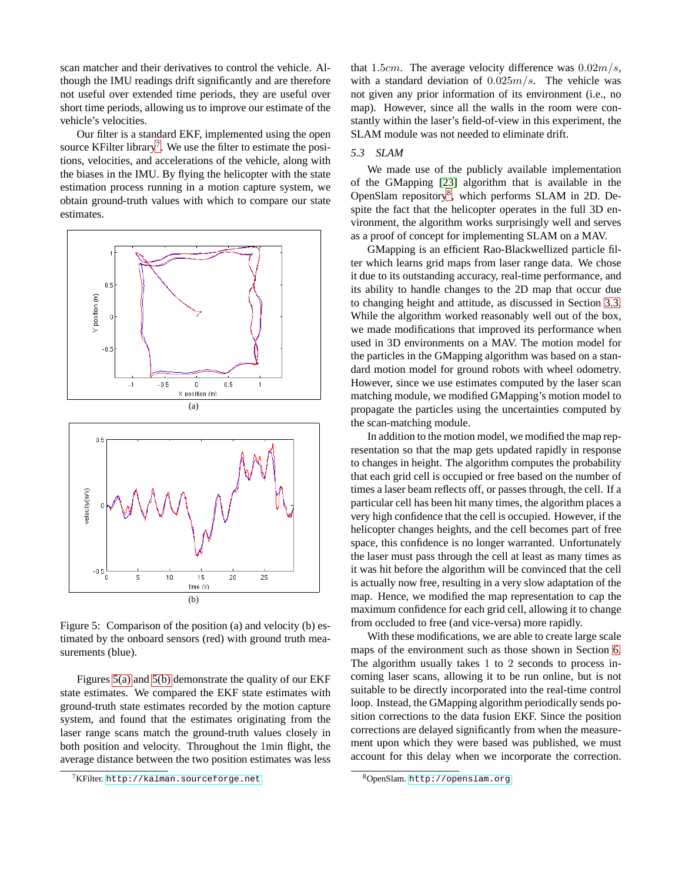scan matcher and their derivatives to control the vehicle. Although the IMU readings drift significantly and are therefore not useful over extended time periods, they are useful over short time periods, allowing us to improve our estimate of the vehicle's velocities.

Our filter is a standard EKF, implemented using the open source KFilter library[7]. We use the filter to estimate the positions, velocities, and accelerations of the vehicle, along with the biases in the IMU. By flying the helicopter with the state estimation process running in a motion capture system, we obtain ground-truth values with which to compare our state estimates.

(a)

(b)

Figure 5: Comparison of the position (a) and velocity (b) estimated by the onboard sensors (red) with ground truth measurements (blue).

Figures 5(a) and 5(b) demonstrate the quality of our EKF state estimates. We compared the EKF state estimates with ground-truth state estimates recorded by the motion capture system, and found that the estimates originating from the laser range scans match the ground-truth values closely in both position and velocity. Throughout the 1min flight, the average distance between the two position estimates was less that $1.5cm$. The average velocity difference was $0.02m/s$, with a standard deviation of $0.025m/s$. The vehicle was not given any prior information of its environment (i.e., no map). However, since all the walls in the room were constantly within the laser's field-of-view in this experiment, the SLAM module was not needed to eliminate drift.

### 5.3 SLAM

We made use of the publicly available implementation of the GMapping [23] algorithm that is available in the OpenSlam repository[8], which performs SLAM in 2D. Despite the fact that the helicopter operates in the full 3D environment, the algorithm works surprisingly well and serves as a proof of concept for implementing SLAM on a MAV.

GMapping is an efficient Rao-Blackwellized particle filter which learns grid maps from laser range data. We chose it due to its outstanding accuracy, real-time performance, and its ability to handle changes to the 2D map that occur due to changing height and attitude, as discussed in Section 3.3. While the algorithm worked reasonably well out of the box, we made modifications that improved its performance when used in 3D environments on a MAV. The motion model for the particles in the GMapping algorithm was based on a standard motion model for ground robots with wheel odometry. However, since we use estimates computed by the laser scan matching module, we modified GMapping's motion model to propagate the particles using the uncertainties computed by the scan-matching module.

In addition to the motion model, we modified the map representation so that the map gets updated rapidly in response to changes in height. The algorithm computes the probability that each grid cell is occupied or free based on the number of times a laser beam reflects off, or passes through, the cell. If a particular cell has been hit many times, the algorithm places a very high confidence that the cell is occupied. However, if the helicopter changes heights, and the cell becomes part of free space, this confidence is no longer warranted. Unfortunately the laser must pass through the cell at least as many times as it was hit before the algorithm will be convinced that the cell is actually now free, resulting in a very slow adaptation of the map. Hence, we modified the map representation to cap the maximum confidence for each grid cell, allowing it to change from occluded to free (and vice-versa) more rapidly.

With these modifications, we are able to create large scale maps of the environment such as those shown in Section 6. The algorithm usually takes 1 to 2 seconds to process incoming laser scans, allowing it to be run online, but is not suitable to be directly incorporated into the real-time control loop. Instead, the GMapping algorithm periodically sends position corrections to the data fusion EKF. Since the position corrections are delayed significantly from when the measurement upon which they were based was published, we must account for this delay when we incorporate the correction.

[7] KFilter. http://kalman.sourceforge.net

[8] OpenSlam. http://openslam.org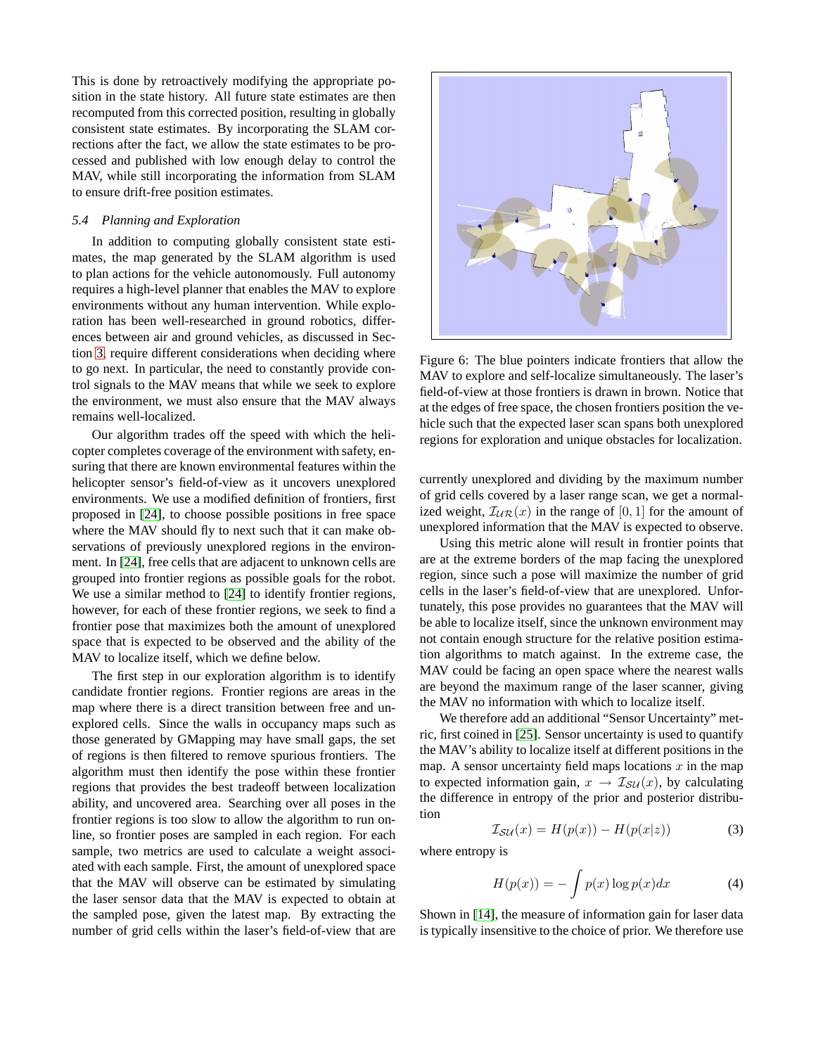This is done by retroactively modifying the appropriate position in the state history. All future state estimates are then recomputed from this corrected position, resulting in globally consistent state estimates. By incorporating the SLAM corrections after the fact, we allow the state estimates to be processed and published with low enough delay to control the MAV, while still incorporating the information from SLAM to ensure drift-free position estimates.

### *5.4 Planning and Exploration*

In addition to computing globally consistent state estimates, the map generated by the SLAM algorithm is used to plan actions for the vehicle autonomously. Full autonomy requires a high-level planner that enables the MAV to explore environments without any human intervention. While exploration has been well-researched in ground robotics, differences between air and ground vehicles, as discussed in Section 3, require different considerations when deciding where to go next. In particular, the need to constantly provide control signals to the MAV means that while we seek to explore the environment, we must also ensure that the MAV always remains well-localized.

Our algorithm trades off the speed with which the helicopter completes coverage of the environment with safety, ensuring that there are known environmental features within the helicopter sensor's field-of-view as it uncovers unexplored environments. We use a modified definition of frontiers, first proposed in [24], to choose possible positions in free space where the MAV should fly to next such that it can make observations of previously unexplored regions in the environment. In [24], free cells that are adjacent to unknown cells are grouped into frontier regions as possible goals for the robot. We use a similar method to [24] to identify frontier regions, however, for each of these frontier regions, we seek to find a frontier pose that maximizes both the amount of unexplored space that is expected to be observed and the ability of the MAV to localize itself, which we define below.

The first step in our exploration algorithm is to identify candidate frontier regions. Frontier regions are areas in the map where there is a direct transition between free and unexplored cells. Since the walls in occupancy maps such as those generated by GMapping may have small gaps, the set of regions is then filtered to remove spurious frontiers. The algorithm must then identify the pose within these frontier regions that provides the best tradeoff between localization ability, and uncovered area. Searching over all poses in the frontier regions is too slow to allow the algorithm to run online, so frontier poses are sampled in each region. For each sample, two metrics are used to calculate a weight associated with each sample. First, the amount of unexplored space that the MAV will observe can be estimated by simulating the laser sensor data that the MAV is expected to obtain at the sampled pose, given the latest map. By extracting the number of grid cells within the laser's field-of-view that are

Figure 6: The blue pointers indicate frontiers that allow the MAV to explore and self-localize simultaneously. The laser's field-of-view at those frontiers is drawn in brown. Notice that at the edges of free space, the chosen frontiers position the vehicle such that the expected laser scan spans both unexplored regions for exploration and unique obstacles for localization.

currently unexplored and dividing by the maximum number of grid cells covered by a laser range scan, we get a normalized weight, $\mathcal{I}_{\mathcal{UR}}(x)$ in the range of $[0, 1]$ for the amount of unexplored information that the MAV is expected to observe.

Using this metric alone will result in frontier points that are at the extreme borders of the map facing the unexplored region, since such a pose will maximize the number of grid cells in the laser's field-of-view that are unexplored. Unfortunately, this pose provides no guarantees that the MAV will be able to localize itself, since the unknown environment may not contain enough structure for the relative position estimation algorithms to match against. In the extreme case, the MAV could be facing an open space where the nearest walls are beyond the maximum range of the laser scanner, giving the MAV no information with which to localize itself.

We therefore add an additional "Sensor Uncertainty" metric, first coined in [25]. Sensor uncertainty is used to quantify the MAV's ability to localize itself at different positions in the map. A sensor uncertainty field maps locations $x$ in the map to expected information gain, $x \rightarrow \mathcal{I}_{\mathcal{SU}}(x)$, by calculating the difference in entropy of the prior and posterior distribution

$$\mathcal{I}_{\mathcal{SU}}(x) = H(p(x)) - H(p(x|z)) \tag{3}$$

where entropy is

$$H(p(x)) = -\int p(x) \log p(x) dx \tag{4}$$

Shown in [14], the measure of information gain for laser data is typically insensitive to the choice of prior. We therefore use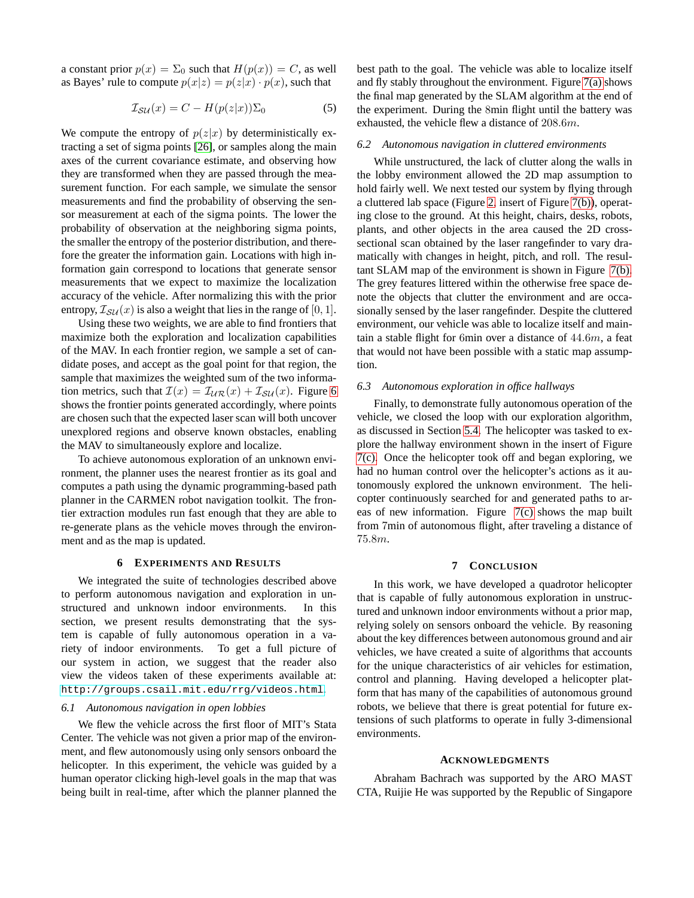a constant prior $p(x) = \Sigma_0$ such that $H(p(x)) = C$, as well as Bayes' rule to compute $p(x|z) = p(z|x) \cdot p(x)$, such that

$$\mathcal{I}_{\mathcal{SU}}(x) = C - H(p(z|x))\Sigma_0 \tag{5}$$

We compute the entropy of $p(z|x)$ by deterministically extracting a set of sigma points [26], or samples along the main axes of the current covariance estimate, and observing how they are transformed when they are passed through the measurement function. For each sample, we simulate the sensor measurements and find the probability of observing the sensor measurement at each of the sigma points. The lower the probability of observation at the neighboring sigma points, the smaller the entropy of the posterior distribution, and therefore the greater the information gain. Locations with high information gain correspond to locations that generate sensor measurements that we expect to maximize the localization accuracy of the vehicle. After normalizing this with the prior entropy, $\mathcal{I}_{\mathcal{SU}}(x)$ is also a weight that lies in the range of $[0, 1]$.

Using these two weights, we are able to find frontiers that maximize both the exploration and localization capabilities of the MAV. In each frontier region, we sample a set of candidate poses, and accept as the goal point for that region, the sample that maximizes the weighted sum of the two information metrics, such that $\mathcal{I}(x) = \mathcal{I}_{\mathcal{UR}}(x) + \mathcal{I}_{\mathcal{SU}}(x)$. Figure 6 shows the frontier points generated accordingly, where points are chosen such that the expected laser scan will both uncover unexplored regions and observe known obstacles, enabling the MAV to simultaneously explore and localize.

To achieve autonomous exploration of an unknown environment, the planner uses the nearest frontier as its goal and computes a path using the dynamic programming-based path planner in the CARMEN robot navigation toolkit. The frontier extraction modules run fast enough that they are able to re-generate plans as the vehicle moves through the environment and as the map is updated.

## 6 Experiments and Results

We integrated the suite of technologies described above to perform autonomous navigation and exploration in unstructured and unknown indoor environments. In this section, we present results demonstrating that the system is capable of fully autonomous operation in a variety of indoor environments. To get a full picture of our system in action, we suggest that the reader also view the videos taken of these experiments available at: `http://groups.csail.mit.edu/rrg/videos.html`.

### 6.1 *Autonomous navigation in open lobbies*

We flew the vehicle across the first floor of MIT's Stata Center. The vehicle was not given a prior map of the environment, and flew autonomously using only sensors onboard the helicopter. In this experiment, the vehicle was guided by a human operator clicking high-level goals in the map that was being built in real-time, after which the planner planned the best path to the goal. The vehicle was able to localize itself and fly stably throughout the environment. Figure 7(a) shows the final map generated by the SLAM algorithm at the end of the experiment. During the $8$min flight until the battery was exhausted, the vehicle flew a distance of $208.6m$.

### 6.2 *Autonomous navigation in cluttered environments*

While unstructured, the lack of clutter along the walls in the lobby environment allowed the 2D map assumption to hold fairly well. We next tested our system by flying through a cluttered lab space (Figure 2, insert of Figure 7(b)), operating close to the ground. At this height, chairs, desks, robots, plants, and other objects in the area caused the 2D cross-sectional scan obtained by the laser rangefinder to vary dramatically with changes in height, pitch, and roll. The resultant SLAM map of the environment is shown in Figure 7(b). The grey features littered within the otherwise free space denote the objects that clutter the environment and are occasionally sensed by the laser rangefinder. Despite the cluttered environment, our vehicle was able to localize itself and maintain a stable flight for 6min over a distance of $44.6m$, a feat that would not have been possible with a static map assumption.

### 6.3 *Autonomous exploration in office hallways*

Finally, to demonstrate fully autonomous operation of the vehicle, we closed the loop with our exploration algorithm, as discussed in Section 5.4. The helicopter was tasked to explore the hallway environment shown in the insert of Figure 7(c). Once the helicopter took off and began exploring, we had no human control over the helicopter's actions as it autonomously explored the unknown environment. The helicopter continuously searched for and generated paths to areas of new information. Figure 7(c) shows the map built from 7min of autonomous flight, after traveling a distance of $75.8m$.

## 7 Conclusion

In this work, we have developed a quadrotor helicopter that is capable of fully autonomous exploration in unstructured and unknown indoor environments without a prior map, relying solely on sensors onboard the vehicle. By reasoning about the key differences between autonomous ground and air vehicles, we have created a suite of algorithms that accounts for the unique characteristics of air vehicles for estimation, control and planning. Having developed a helicopter platform that has many of the capabilities of autonomous ground robots, we believe that there is great potential for future extensions of such platforms to operate in fully 3-dimensional environments.

## Acknowledgments

Abraham Bachrach was supported by the ARO MAST CTA, Ruijie He was supported by the Republic of Singapore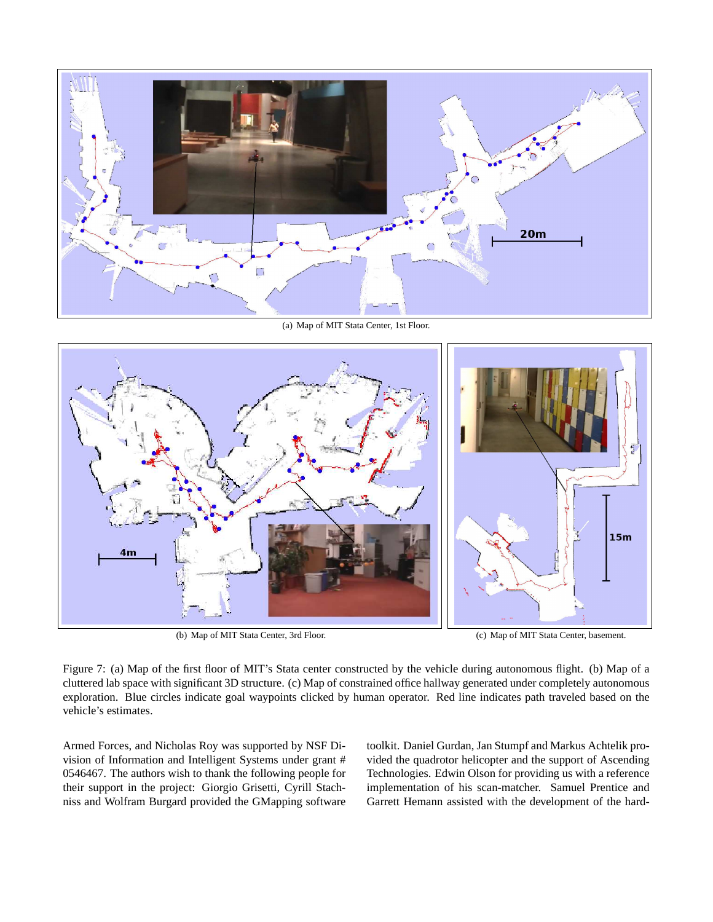(a) Map of MIT Stata Center, 1st Floor.

(b) Map of MIT Stata Center, 3rd Floor.

(c) Map of MIT Stata Center, basement.

Figure 7: (a) Map of the first floor of MIT's Stata center constructed by the vehicle during autonomous flight. (b) Map of a cluttered lab space with significant 3D structure. (c) Map of constrained office hallway generated under completely autonomous exploration. Blue circles indicate goal waypoints clicked by human operator. Red line indicates path traveled based on the vehicle's estimates.

Armed Forces, and Nicholas Roy was supported by NSF Division of Information and Intelligent Systems under grant # 0546467. The authors wish to thank the following people for their support in the project: Giorgio Grisetti, Cyrill Stachniss and Wolfram Burgard provided the GMapping software toolkit. Daniel Gurdan, Jan Stumpf and Markus Achtelik provided the quadrotor helicopter and the support of Ascending Technologies. Edwin Olson for providing us with a reference implementation of his scan-matcher. Samuel Prentice and Garrett Hemann assisted with the development of the hard-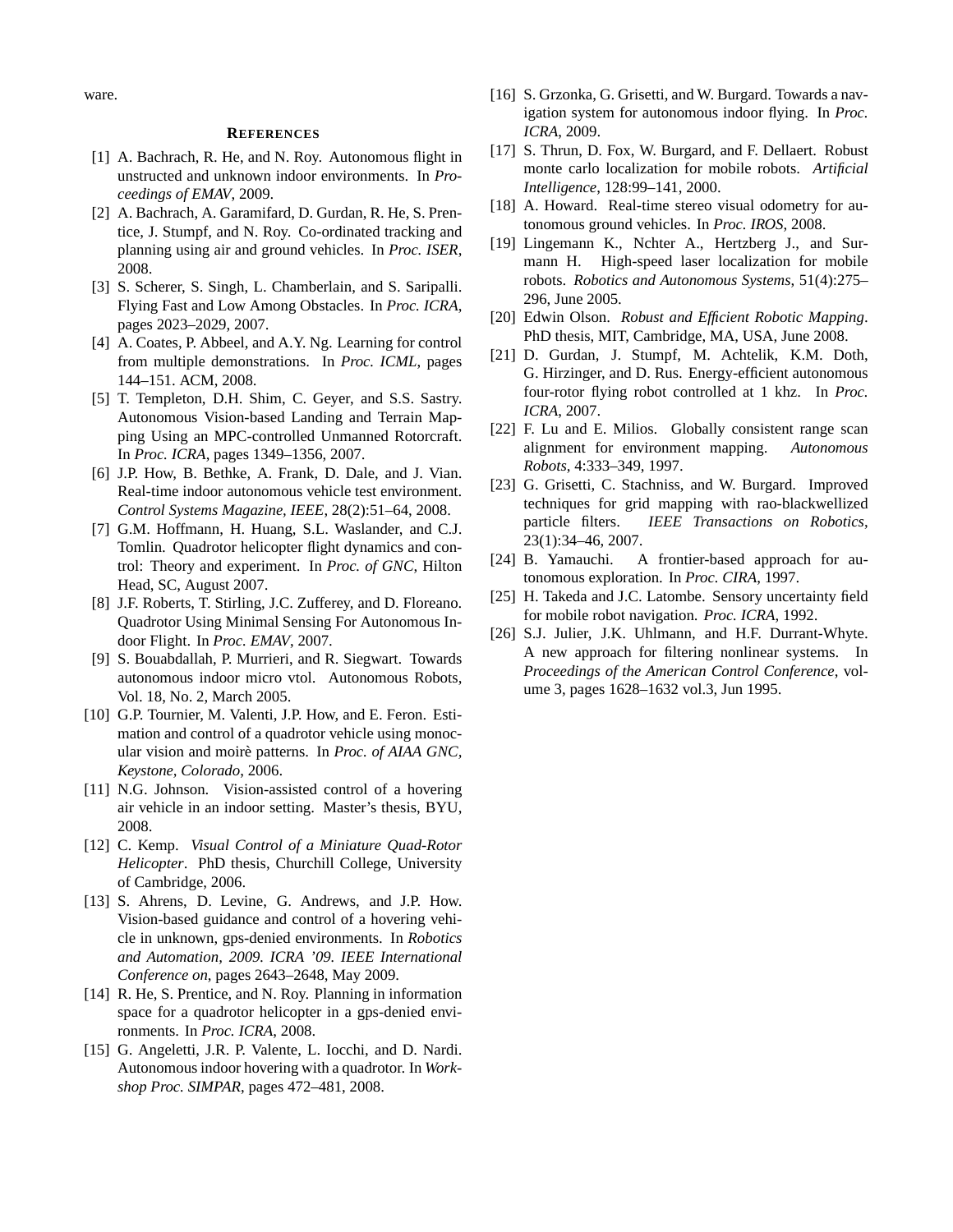ware.

## References

[1] A. Bachrach, R. He, and N. Roy. Autonomous flight in unstructed and unknown indoor environments. In *Proceedings of EMAV*, 2009.

[2] A. Bachrach, A. Garamifard, D. Gurdan, R. He, S. Prentice, J. Stumpf, and N. Roy. Co-ordinated tracking and planning using air and ground vehicles. In *Proc. ISER*, 2008.

[3] S. Scherer, S. Singh, L. Chamberlain, and S. Saripalli. Flying Fast and Low Among Obstacles. In *Proc. ICRA*, pages 2023–2029, 2007.

[4] A. Coates, P. Abbeel, and A.Y. Ng. Learning for control from multiple demonstrations. In *Proc. ICML*, pages 144–151. ACM, 2008.

[5] T. Templeton, D.H. Shim, C. Geyer, and S.S. Sastry. Autonomous Vision-based Landing and Terrain Mapping Using an MPC-controlled Unmanned Rotorcraft. In *Proc. ICRA*, pages 1349–1356, 2007.

[6] J.P. How, B. Bethke, A. Frank, D. Dale, and J. Vian. Real-time indoor autonomous vehicle test environment. *Control Systems Magazine, IEEE*, 28(2):51–64, 2008.

[7] G.M. Hoffmann, H. Huang, S.L. Waslander, and C.J. Tomlin. Quadrotor helicopter flight dynamics and control: Theory and experiment. In *Proc. of GNC*, Hilton Head, SC, August 2007.

[8] J.F. Roberts, T. Stirling, J.C. Zufferey, and D. Floreano. Quadrotor Using Minimal Sensing For Autonomous Indoor Flight. In *Proc. EMAV*, 2007.

[9] S. Bouabdallah, P. Murrieri, and R. Siegwart. Towards autonomous indoor micro vtol. Autonomous Robots, Vol. 18, No. 2, March 2005.

[10] G.P. Tournier, M. Valenti, J.P. How, and E. Feron. Estimation and control of a quadrotor vehicle using monocular vision and moirè patterns. In *Proc. of AIAA GNC, Keystone, Colorado*, 2006.

[11] N.G. Johnson. Vision-assisted control of a hovering air vehicle in an indoor setting. Master's thesis, BYU, 2008.

[12] C. Kemp. *Visual Control of a Miniature Quad-Rotor Helicopter*. PhD thesis, Churchill College, University of Cambridge, 2006.

[13] S. Ahrens, D. Levine, G. Andrews, and J.P. How. Vision-based guidance and control of a hovering vehicle in unknown, gps-denied environments. In *Robotics and Automation, 2009. ICRA '09. IEEE International Conference on*, pages 2643–2648, May 2009.

[14] R. He, S. Prentice, and N. Roy. Planning in information space for a quadrotor helicopter in a gps-denied environments. In *Proc. ICRA*, 2008.

[15] G. Angeletti, J.R. P. Valente, L. Iocchi, and D. Nardi. Autonomous indoor hovering with a quadrotor. In *Workshop Proc. SIMPAR*, pages 472–481, 2008.

[16] S. Grzonka, G. Grisetti, and W. Burgard. Towards a navigation system for autonomous indoor flying. In *Proc. ICRA*, 2009.

[17] S. Thrun, D. Fox, W. Burgard, and F. Dellaert. Robust monte carlo localization for mobile robots. *Artificial Intelligence*, 128:99–141, 2000.

[18] A. Howard. Real-time stereo visual odometry for autonomous ground vehicles. In *Proc. IROS*, 2008.

[19] Lingemann K., Nchter A., Hertzberg J., and Surmann H. High-speed laser localization for mobile robots. *Robotics and Autonomous Systems*, 51(4):275–296, June 2005.

[20] Edwin Olson. *Robust and Efficient Robotic Mapping*. PhD thesis, MIT, Cambridge, MA, USA, June 2008.

[21] D. Gurdan, J. Stumpf, M. Achtelik, K.M. Doth, G. Hirzinger, and D. Rus. Energy-efficient autonomous four-rotor flying robot controlled at 1 khz. In *Proc. ICRA*, 2007.

[22] F. Lu and E. Milios. Globally consistent range scan alignment for environment mapping. *Autonomous Robots*, 4:333–349, 1997.

[23] G. Grisetti, C. Stachniss, and W. Burgard. Improved techniques for grid mapping with rao-blackwellized particle filters. *IEEE Transactions on Robotics*, 23(1):34–46, 2007.

[24] B. Yamauchi. A frontier-based approach for autonomous exploration. In *Proc. CIRA*, 1997.

[25] H. Takeda and J.C. Latombe. Sensory uncertainty field for mobile robot navigation. *Proc. ICRA*, 1992.

[26] S.J. Julier, J.K. Uhlmann, and H.F. Durrant-Whyte. A new approach for filtering nonlinear systems. In *Proceedings of the American Control Conference*, volume 3, pages 1628–1632 vol.3, Jun 1995.